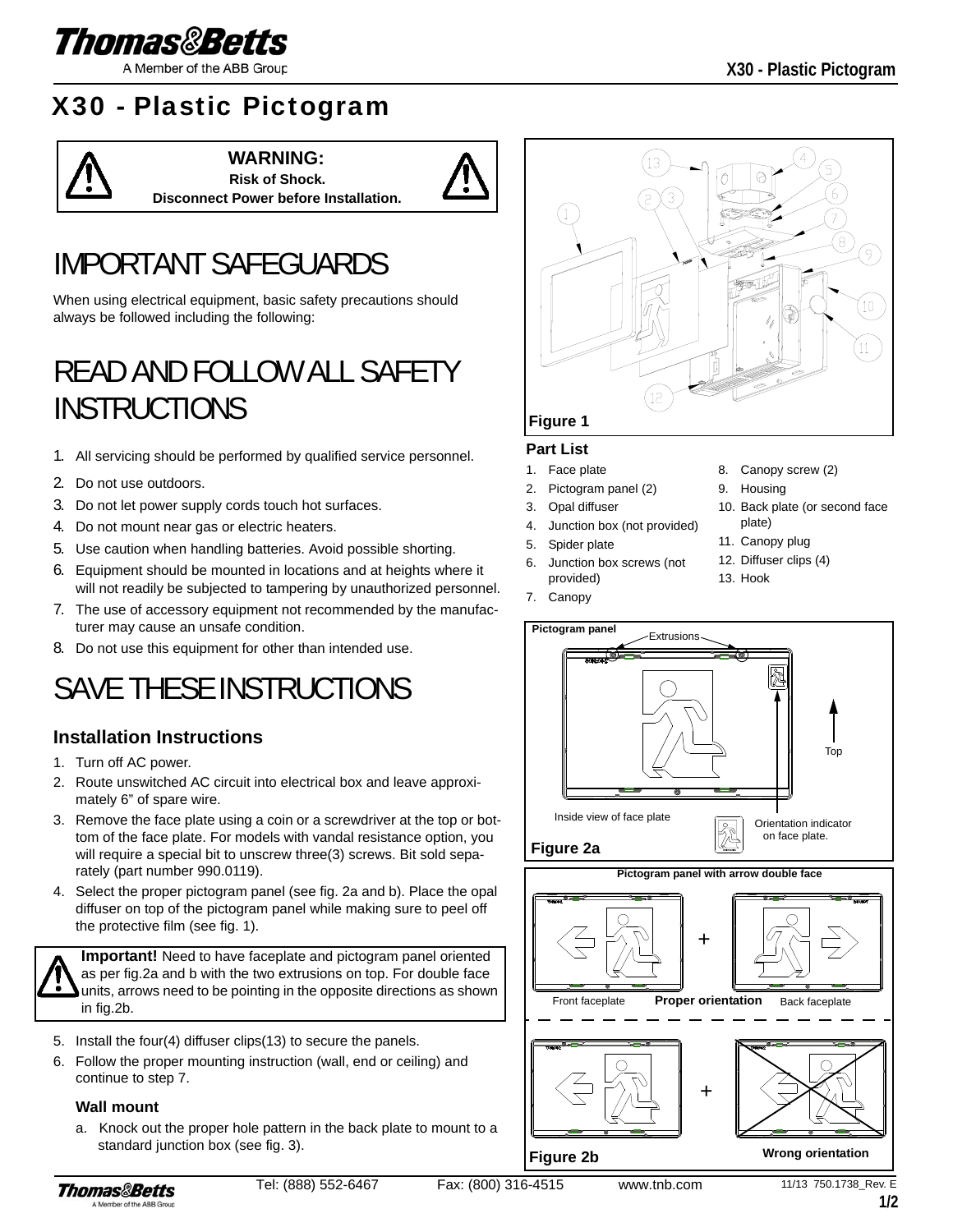# X30 - Plastic Pictogram

**WARNING:**
**Risk of Shock.**
**Disconnect Power before Installation.**

# IMPORTANT SAFEGUARDS

When using electrical equipment, basic safety precautions should always be followed including the following:

# READ AND FOLLOW ALL SAFETY INSTRUCTIONS

1. All servicing should be performed by qualified service personnel.
2. Do not use outdoors.
3. Do not let power supply cords touch hot surfaces.
4. Do not mount near gas or electric heaters.
5. Use caution when handling batteries. Avoid possible shorting.
6. Equipment should be mounted in locations and at heights where it will not readily be subjected to tampering by unauthorized personnel.
7. The use of accessory equipment not recommended by the manufacturer may cause an unsafe condition.
8. Do not use this equipment for other than intended use.

# SAVE THESE INSTRUCTIONS

## Installation Instructions

1. Turn off AC power.
2. Route unswitched AC circuit into electrical box and leave approximately 6" of spare wire.
3. Remove the face plate using a coin or a screwdriver at the top or bottom of the face plate. For models with vandal resistance option, you will require a special bit to unscrew three(3) screws. Bit sold separately (part number 990.0119).
4. Select the proper pictogram panel (see fig. 2a and b). Place the opal diffuser on top of the pictogram panel while making sure to peel off the protective film (see fig. 1).

**Important!** Need to have faceplate and pictogram panel oriented as per fig.2a and b with the two extrusions on top. For double face units, arrows need to be pointing in the opposite directions as shown in fig.2b.

5. Install the four(4) diffuser clips(13) to secure the panels.
6. Follow the proper mounting instruction (wall, end or ceiling) and continue to step 7.

### Wall mount

a. Knock out the proper hole pattern in the back plate to mount to a standard junction box (see fig. 3).

**Figure 1**

### Part List

1. Face plate
2. Pictogram panel (2)
3. Opal diffuser
4. Junction box (not provided)
5. Spider plate
6. Junction box screws (not provided)
7. Canopy
8. Canopy screw (2)
9. Housing
10. Back plate (or second face plate)
11. Canopy plug
12. Diffuser clips (4)
13. Hook

**Pictogram panel** — Extrusions — Top — Inside view of face plate — Orientation indicator on face plate.

**Figure 2a**

**Pictogram panel with arrow double face**

Front faceplate — **Proper orientation** — Back faceplate

**Wrong orientation**

**Figure 2b**

Tel: (888) 552-6467 Fax: (800) 316-4515 www.tnb.com 11/13 750.1738_Rev. E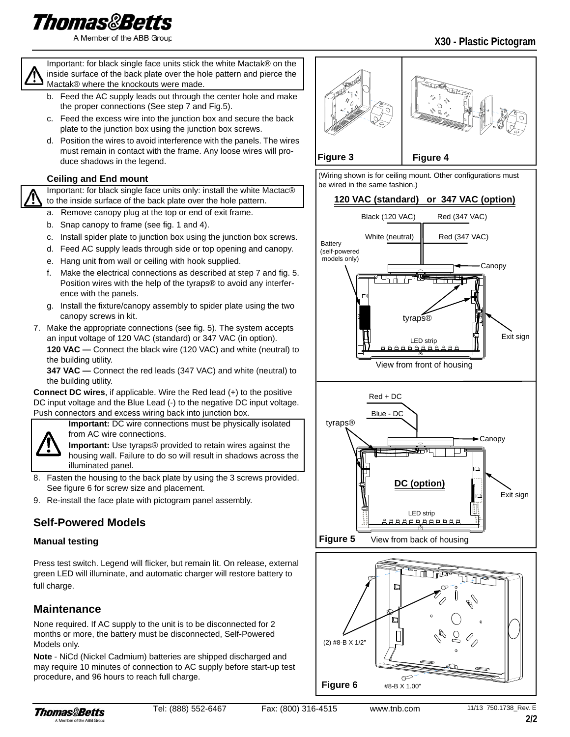Important: for black single face units stick the white Mactak® on the inside surface of the back plate over the hole pattern and pierce the Mactak® where the knockouts were made.

b. Feed the AC supply leads out through the center hole and make the proper connections (See step 7 and Fig.5).
c. Feed the excess wire into the junction box and secure the back plate to the junction box using the junction box screws.
d. Position the wires to avoid interference with the panels. The wires must remain in contact with the frame. Any loose wires will produce shadows in the legend.

### Ceiling and End mount

Important: for black single face units only: install the white Mactac® to the inside surface of the back plate over the hole pattern.

a. Remove canopy plug at the top or end of exit frame.
b. Snap canopy to frame (see fig. 1 and 4).
c. Install spider plate to junction box using the junction box screws.
d. Feed AC supply leads through side or top opening and canopy.
e. Hang unit from wall or ceiling with hook supplied.
f. Make the electrical connections as described at step 7 and fig. 5. Position wires with the help of the tyraps® to avoid any interference with the panels.
g. Install the fixture/canopy assembly to spider plate using the two canopy screws in kit.

7. Make the appropriate connections (see fig. 5). The system accepts an input voltage of 120 VAC (standard) or 347 VAC (in option).
   **120 VAC —** Connect the black wire (120 VAC) and white (neutral) to the building utility.
   **347 VAC —** Connect the red leads (347 VAC) and white (neutral) to the building utility.

**Connect DC wires**, if applicable. Wire the Red lead (+) to the positive DC input voltage and the Blue Lead (-) to the negative DC input voltage. Push connectors and excess wiring back into junction box.

**Important:** DC wire connections must be physically isolated from AC wire connections.

**Important:** Use tyraps® provided to retain wires against the housing wall. Failure to do so will result in shadows across the illuminated panel.

8. Fasten the housing to the back plate by using the 3 screws provided. See figure 6 for screw size and placement.
9. Re-install the face plate with pictogram panel assembly.

## Self-Powered Models

### Manual testing

Press test switch. Legend will flicker, but remain lit. On release, external green LED will illuminate, and automatic charger will restore battery to full charge.

## Maintenance

None required. If AC supply to the unit is to be disconnected for 2 months or more, the battery must be disconnected, Self-Powered Models only.

**Note** - NiCd (Nickel Cadmium) batteries are shipped discharged and may require 10 minutes of connection to AC supply before start-up test procedure, and 96 hours to reach full charge.

Figure 3

Figure 4

(Wiring shown is for ceiling mount. Other configurations must be wired in the same fashion.)

**120 VAC (standard) or 347 VAC (option)**

Black (120 VAC)
Red (347 VAC)
White (neutral)
Red (347 VAC)
Battery (self-powered models only)
Canopy
tyraps®
Exit sign
LED strip
View from front of housing

Red + DC
Blue - DC
tyraps®
Canopy
**DC (option)**
Exit sign
LED strip

Figure 5 View from back of housing

(2) #8-B X 1/2”
#8-B X 1.00”

Figure 6

Tel: (888) 552-6467 Fax: (800) 316-4515 www.tnb.com

11/13 750.1738_Rev. E